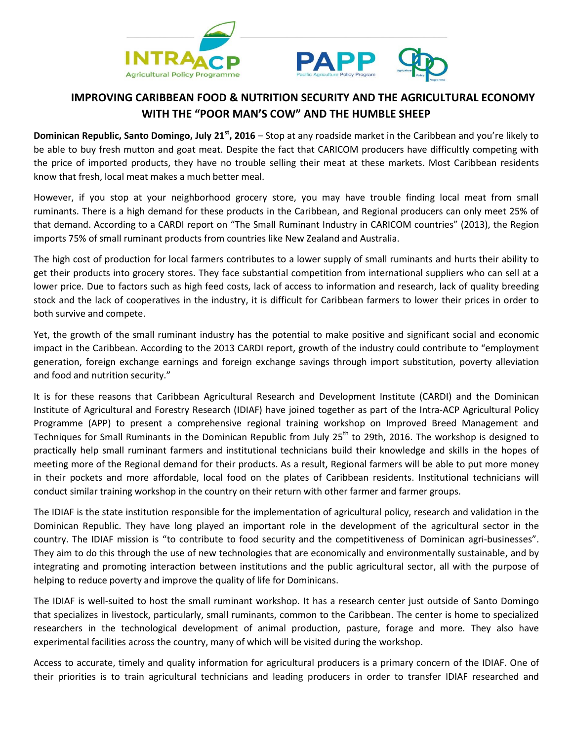# IMPROVING CARIBBEAN FOOD & NUTRITION SECURITY AND THE AGRICULTURAL ECONOMY WITH THE "POOR MAN'S COW" AND THE HUMBLE SHEEP

**Dominican Republic, Santo Domingo, July 21st, 2016** – Stop at any roadside market in the Caribbean and you're likely to be able to buy fresh mutton and goat meat. Despite the fact that CARICOM producers have difficultly competing with the price of imported products, they have no trouble selling their meat at these markets. Most Caribbean residents know that fresh, local meat makes a much better meal.

However, if you stop at your neighborhood grocery store, you may have trouble finding local meat from small ruminants. There is a high demand for these products in the Caribbean, and Regional producers can only meet 25% of that demand. According to a CARDI report on "The Small Ruminant Industry in CARICOM countries" (2013), the Region imports 75% of small ruminant products from countries like New Zealand and Australia.

The high cost of production for local farmers contributes to a lower supply of small ruminants and hurts their ability to get their products into grocery stores. They face substantial competition from international suppliers who can sell at a lower price. Due to factors such as high feed costs, lack of access to information and research, lack of quality breeding stock and the lack of cooperatives in the industry, it is difficult for Caribbean farmers to lower their prices in order to both survive and compete.

Yet, the growth of the small ruminant industry has the potential to make positive and significant social and economic impact in the Caribbean. According to the 2013 CARDI report, growth of the industry could contribute to "employment generation, foreign exchange earnings and foreign exchange savings through import substitution, poverty alleviation and food and nutrition security."

It is for these reasons that Caribbean Agricultural Research and Development Institute (CARDI) and the Dominican Institute of Agricultural and Forestry Research (IDIAF) have joined together as part of the Intra-ACP Agricultural Policy Programme (APP) to present a comprehensive regional training workshop on Improved Breed Management and Techniques for Small Ruminants in the Dominican Republic from July 25th to 29th, 2016. The workshop is designed to practically help small ruminant farmers and institutional technicians build their knowledge and skills in the hopes of meeting more of the Regional demand for their products. As a result, Regional farmers will be able to put more money in their pockets and more affordable, local food on the plates of Caribbean residents. Institutional technicians will conduct similar training workshop in the country on their return with other farmer and farmer groups.

The IDIAF is the state institution responsible for the implementation of agricultural policy, research and validation in the Dominican Republic. They have long played an important role in the development of the agricultural sector in the country. The IDIAF mission is "to contribute to food security and the competitiveness of Dominican agri-businesses". They aim to do this through the use of new technologies that are economically and environmentally sustainable, and by integrating and promoting interaction between institutions and the public agricultural sector, all with the purpose of helping to reduce poverty and improve the quality of life for Dominicans.

The IDIAF is well-suited to host the small ruminant workshop. It has a research center just outside of Santo Domingo that specializes in livestock, particularly, small ruminants, common to the Caribbean. The center is home to specialized researchers in the technological development of animal production, pasture, forage and more. They also have experimental facilities across the country, many of which will be visited during the workshop.

Access to accurate, timely and quality information for agricultural producers is a primary concern of the IDIAF. One of their priorities is to train agricultural technicians and leading producers in order to transfer IDIAF researched and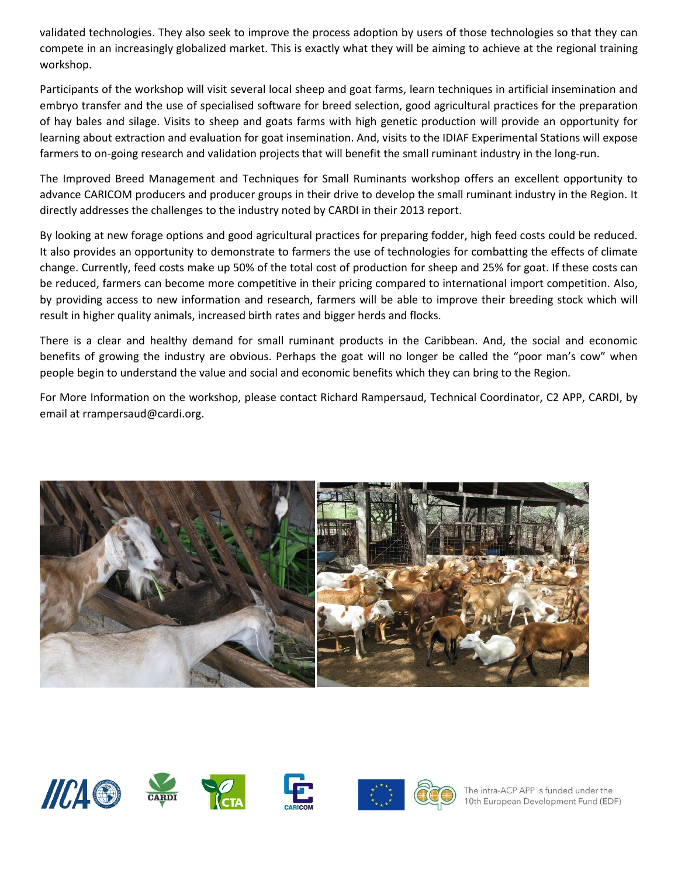validated technologies. They also seek to improve the process adoption by users of those technologies so that they can compete in an increasingly globalized market. This is exactly what they will be aiming to achieve at the regional training workshop.

Participants of the workshop will visit several local sheep and goat farms, learn techniques in artificial insemination and embryo transfer and the use of specialised software for breed selection, good agricultural practices for the preparation of hay bales and silage. Visits to sheep and goats farms with high genetic production will provide an opportunity for learning about extraction and evaluation for goat insemination. And, visits to the IDIAF Experimental Stations will expose farmers to on-going research and validation projects that will benefit the small ruminant industry in the long-run.

The Improved Breed Management and Techniques for Small Ruminants workshop offers an excellent opportunity to advance CARICOM producers and producer groups in their drive to develop the small ruminant industry in the Region. It directly addresses the challenges to the industry noted by CARDI in their 2013 report.

By looking at new forage options and good agricultural practices for preparing fodder, high feed costs could be reduced. It also provides an opportunity to demonstrate to farmers the use of technologies for combatting the effects of climate change. Currently, feed costs make up 50% of the total cost of production for sheep and 25% for goat. If these costs can be reduced, farmers can become more competitive in their pricing compared to international import competition. Also, by providing access to new information and research, farmers will be able to improve their breeding stock which will result in higher quality animals, increased birth rates and bigger herds and flocks.

There is a clear and healthy demand for small ruminant products in the Caribbean. And, the social and economic benefits of growing the industry are obvious. Perhaps the goat will no longer be called the "poor man's cow" when people begin to understand the value and social and economic benefits which they can bring to the Region.

For More Information on the workshop, please contact Richard Rampersaud, Technical Coordinator, C2 APP, CARDI, by email at rrampersaud@cardi.org.

The intra-ACP APP is funded under the 10th European Development Fund (EDF)